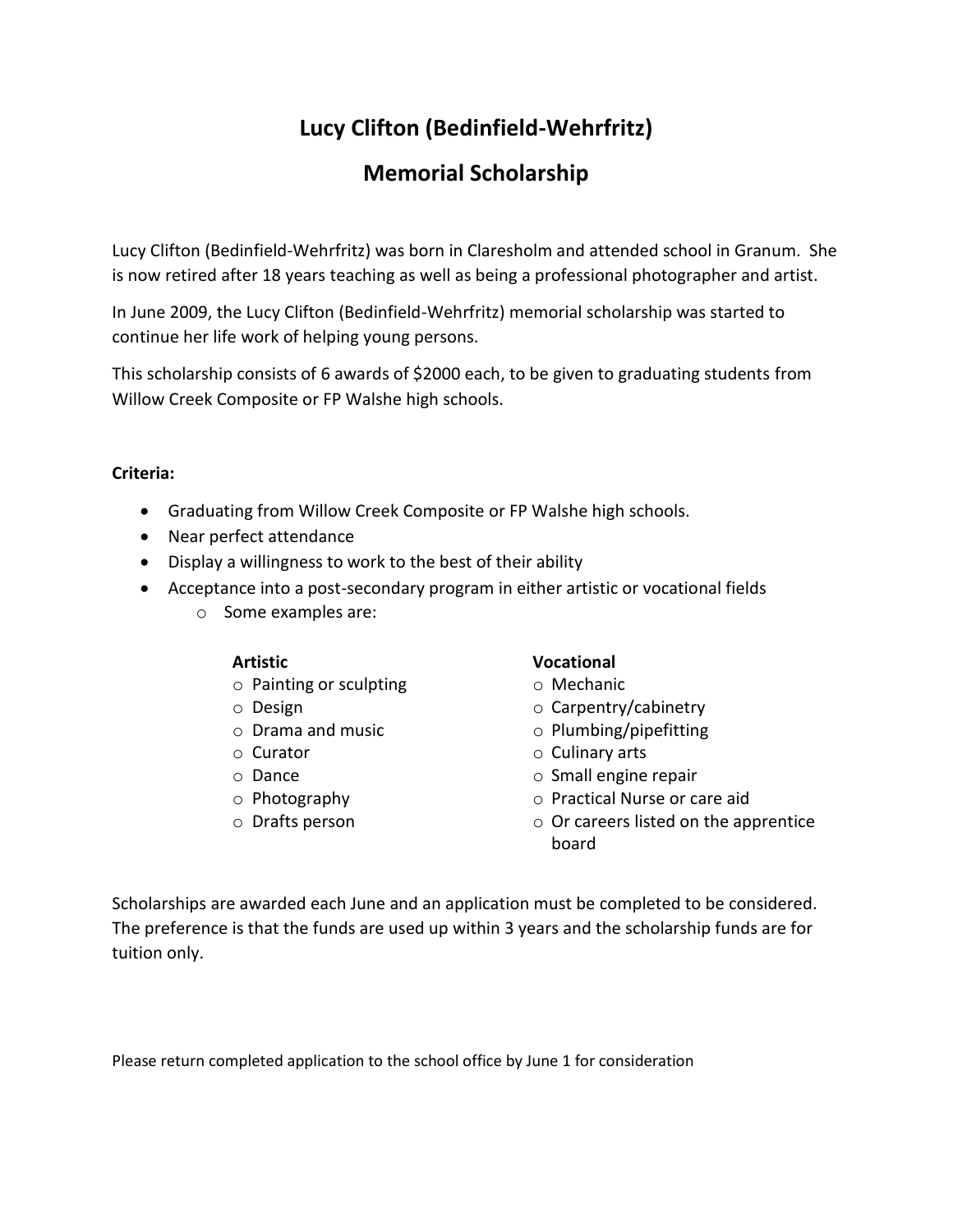# Lucy Clifton (Bedinfield-Wehrfritz)

# Memorial Scholarship

Lucy Clifton (Bedinfield-Wehrfritz) was born in Claresholm and attended school in Granum. She is now retired after 18 years teaching as well as being a professional photographer and artist.

In June 2009, the Lucy Clifton (Bedinfield-Wehrfritz) memorial scholarship was started to continue her life work of helping young persons.

This scholarship consists of 6 awards of $2000 each, to be given to graduating students from Willow Creek Composite or FP Walshe high schools.

**Criteria:**

- Graduating from Willow Creek Composite or FP Walshe high schools.
- Near perfect attendance
- Display a willingness to work to the best of their ability
- Acceptance into a post-secondary program in either artistic or vocational fields
  - Some examples are:

**Artistic**
- Painting or sculpting
- Design
- Drama and music
- Curator
- Dance
- Photography
- Drafts person

**Vocational**
- Mechanic
- Carpentry/cabinetry
- Plumbing/pipefitting
- Culinary arts
- Small engine repair
- Practical Nurse or care aid
- Or careers listed on the apprentice board

Scholarships are awarded each June and an application must be completed to be considered. The preference is that the funds are used up within 3 years and the scholarship funds are for tuition only.

Please return completed application to the school office by June 1 for consideration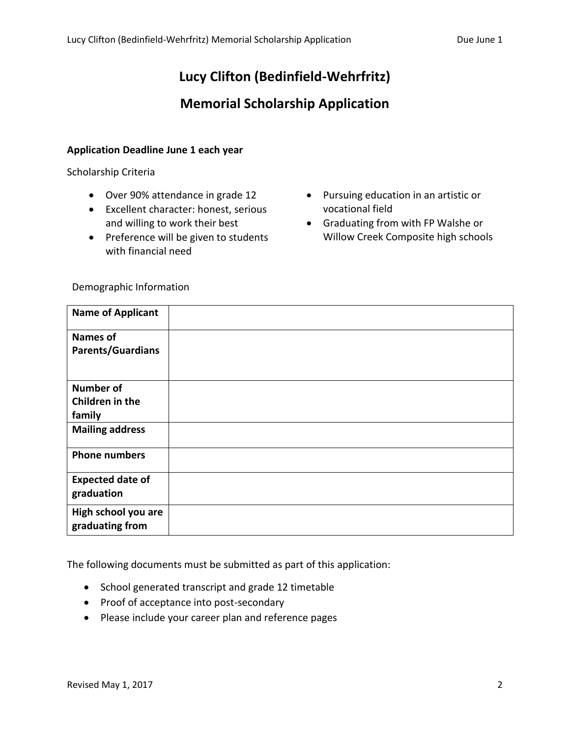# Lucy Clifton (Bedinfield-Wehrfritz)

# Memorial Scholarship Application

**Application Deadline June 1 each year**

Scholarship Criteria

- Over 90% attendance in grade 12
- Excellent character: honest, serious and willing to work their best
- Preference will be given to students with financial need
- Pursuing education in an artistic or vocational field
- Graduating from with FP Walshe or Willow Creek Composite high schools

Demographic Information

| **Name of Applicant** | |
|---|---|
| **Names of Parents/Guardians** | |
| **Number of Children in the family** | |
| **Mailing address** | |
| **Phone numbers** | |
| **Expected date of graduation** | |
| **High school you are graduating from** | |

The following documents must be submitted as part of this application:

- School generated transcript and grade 12 timetable
- Proof of acceptance into post-secondary
- Please include your career plan and reference pages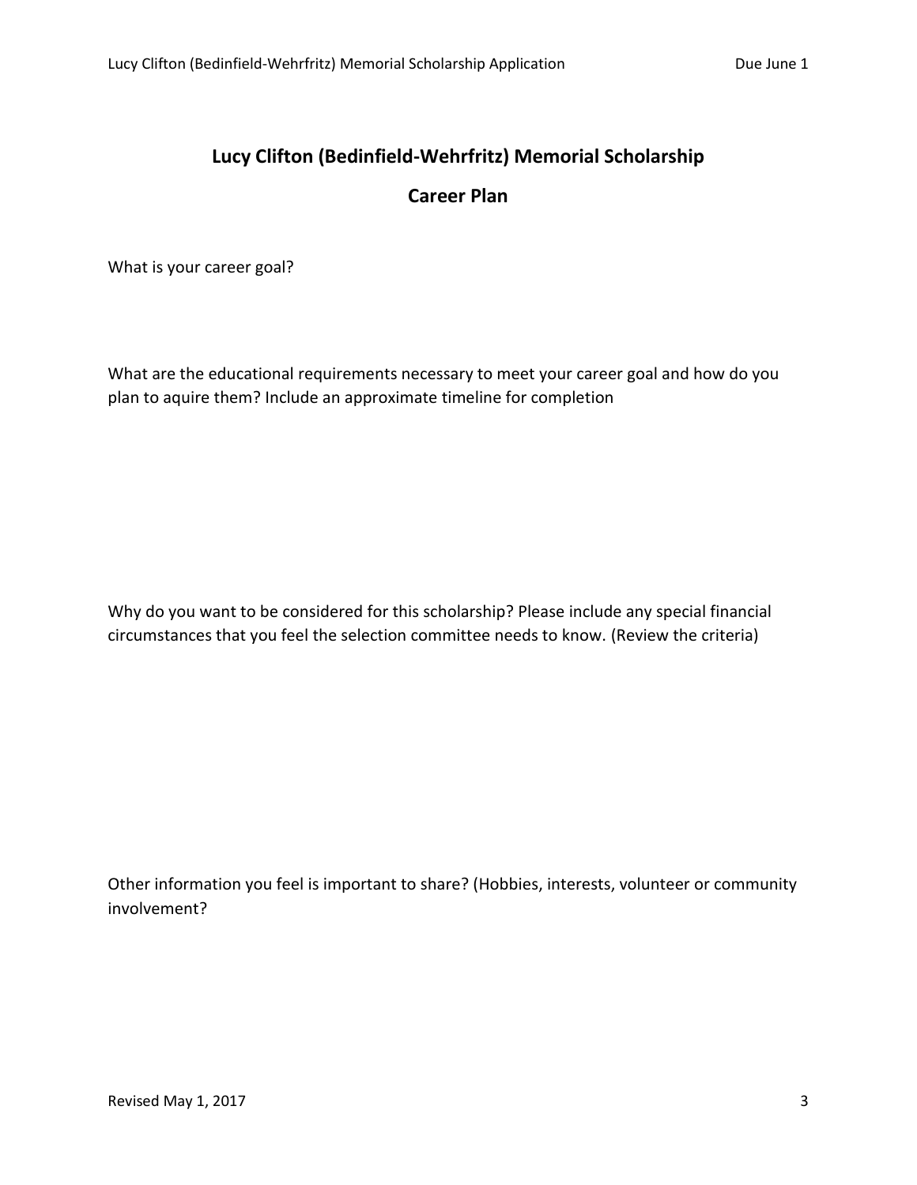# Lucy Clifton (Bedinfield-Wehrfritz) Memorial Scholarship

## Career Plan

What is your career goal?

What are the educational requirements necessary to meet your career goal and how do you plan to aquire them? Include an approximate timeline for completion

Why do you want to be considered for this scholarship? Please include any special financial circumstances that you feel the selection committee needs to know. (Review the criteria)

Other information you feel is important to share? (Hobbies, interests, volunteer or community involvement?

Revised May 1, 2017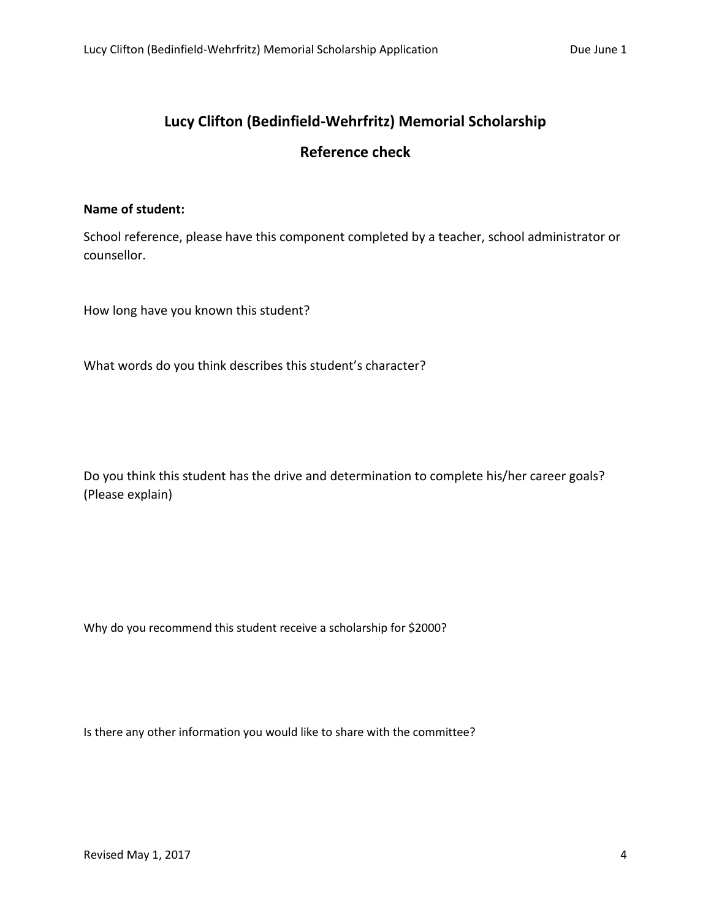## Lucy Clifton (Bedinfield-Wehrfritz) Memorial Scholarship

## Reference check

**Name of student:**

School reference, please have this component completed by a teacher, school administrator or counsellor.

How long have you known this student?

What words do you think describes this student's character?

Do you think this student has the drive and determination to complete his/her career goals? (Please explain)

Why do you recommend this student receive a scholarship for $2000?

Is there any other information you would like to share with the committee?

Revised May 1, 2017